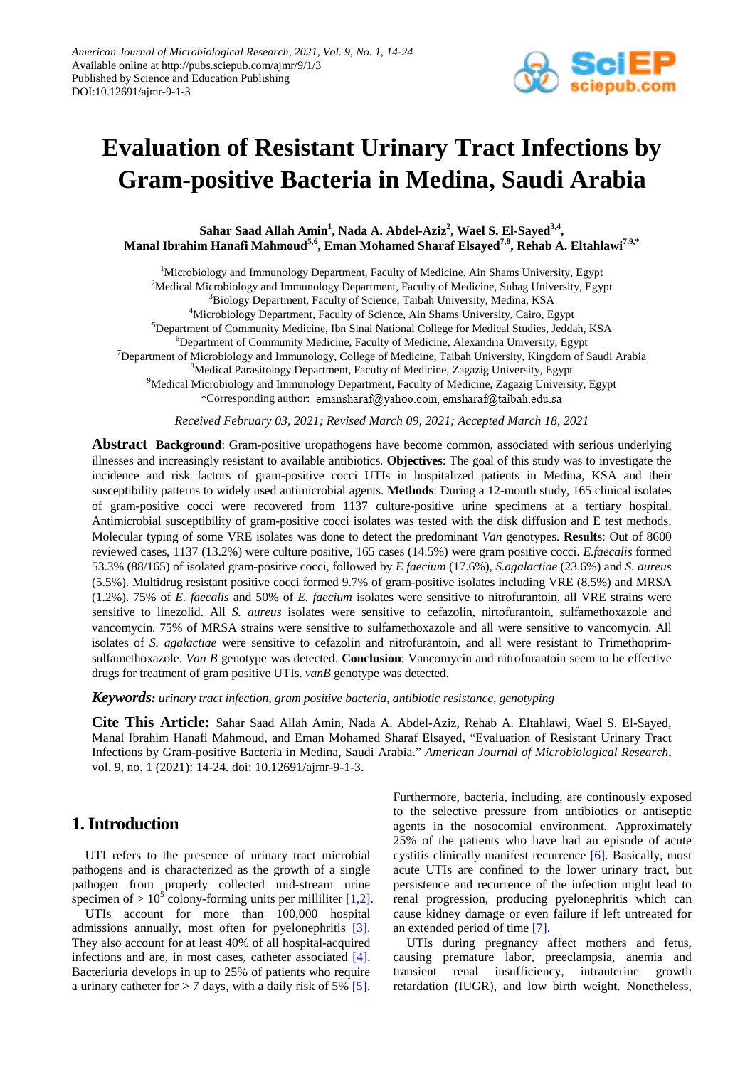# Evaluation of Resistant Urinary Tract Infections by Gram-positive Bacteria in Medina, Saudi Arabia

**Sahar Saad Allah Amin[1], Nada A. Abdel-Aziz[2], Wael S. El-Sayed[3,4], Manal Ibrahim Hanafi Mahmoud[5,6], Eman Mohamed Sharaf Elsayed[7,8], Rehab A. Eltahlawi[7,9,*]**

[1]Microbiology and Immunology Department, Faculty of Medicine, Ain Shams University, Egypt
[2]Medical Microbiology and Immunology Department, Faculty of Medicine, Suhag University, Egypt
[3]Biology Department, Faculty of Science, Taibah University, Medina, KSA
[4]Microbiology Department, Faculty of Science, Ain Shams University, Cairo, Egypt
[5]Department of Community Medicine, Ibn Sinai National College for Medical Studies, Jeddah, KSA
[6]Department of Community Medicine, Faculty of Medicine, Alexandria University, Egypt
[7]Department of Microbiology and Immunology, College of Medicine, Taibah University, Kingdom of Saudi Arabia
[8]Medical Parasitology Department, Faculty of Medicine, Zagazig University, Egypt
[9]Medical Microbiology and Immunology Department, Faculty of Medicine, Zagazig University, Egypt
*Corresponding author: emansharaf@yahoo.com, emsharaf@taibah.edu.sa

*Received February 03, 2021; Revised March 09, 2021; Accepted March 18, 2021*

**Abstract** **Background**: Gram-positive uropathogens have become common, associated with serious underlying illnesses and increasingly resistant to available antibiotics. **Objectives**: The goal of this study was to investigate the incidence and risk factors of gram-positive cocci UTIs in hospitalized patients in Medina, KSA and their susceptibility patterns to widely used antimicrobial agents. **Methods**: During a 12-month study, 165 clinical isolates of gram-positive cocci were recovered from 1137 culture-positive urine specimens at a tertiary hospital. Antimicrobial susceptibility of gram-positive cocci isolates was tested with the disk diffusion and E test methods. Molecular typing of some VRE isolates was done to detect the predominant *Van* genotypes. **Results**: Out of 8600 reviewed cases, 1137 (13.2%) were culture positive, 165 cases (14.5%) were gram positive cocci. *E.faecalis* formed 53.3% (88/165) of isolated gram-positive cocci, followed by *E faecium* (17.6%), *S.agalactiae* (23.6%) and *S. aureus* (5.5%). Multidrug resistant positive cocci formed 9.7% of gram-positive isolates including VRE (8.5%) and MRSA (1.2%). 75% of *E. faecalis* and 50% of *E. faecium* isolates were sensitive to nitrofurantoin, all VRE strains were sensitive to linezolid. All *S. aureus* isolates were sensitive to cefazolin, nirtofurantoin, sulfamethoxazole and vancomycin. 75% of MRSA strains were sensitive to sulfamethoxazole and all were sensitive to vancomycin. All isolates of *S. agalactiae* were sensitive to cefazolin and nitrofurantoin, and all were resistant to Trimethoprim-sulfamethoxazole. *Van B* genotype was detected. **Conclusion**: Vancomycin and nitrofurantoin seem to be effective drugs for treatment of gram positive UTIs. *vanB* genotype was detected.

***Keywords:*** *urinary tract infection, gram positive bacteria, antibiotic resistance, genotyping*

**Cite This Article:** Sahar Saad Allah Amin, Nada A. Abdel-Aziz, Rehab A. Eltahlawi, Wael S. El-Sayed, Manal Ibrahim Hanafi Mahmoud, and Eman Mohamed Sharaf Elsayed, "Evaluation of Resistant Urinary Tract Infections by Gram-positive Bacteria in Medina, Saudi Arabia." *American Journal of Microbiological Research*, vol. 9, no. 1 (2021): 14-24. doi: 10.12691/ajmr-9-1-3.

## 1. Introduction

UTI refers to the presence of urinary tract microbial pathogens and is characterized as the growth of a single pathogen from properly collected mid-stream urine specimen of > $10^5$ colony-forming units per milliliter [1,2].

UTIs account for more than 100,000 hospital admissions annually, most often for pyelonephritis [3]. They also account for at least 40% of all hospital-acquired infections and are, in most cases, catheter associated [4]. Bacteriuria develops in up to 25% of patients who require a urinary catheter for > 7 days, with a daily risk of 5% [5]. Furthermore, bacteria, including, are continously exposed to the selective pressure from antibiotics or antiseptic agents in the nosocomial environment. Approximately 25% of the patients who have had an episode of acute cystitis clinically manifest recurrence [6]. Basically, most acute UTIs are confined to the lower urinary tract, but persistence and recurrence of the infection might lead to renal progression, producing pyelonephritis which can cause kidney damage or even failure if left untreated for an extended period of time [7].

UTIs during pregnancy affect mothers and fetus, causing premature labor, preeclampsia, anemia and transient renal insufficiency, intrauterine growth retardation (IUGR), and low birth weight. Nonetheless,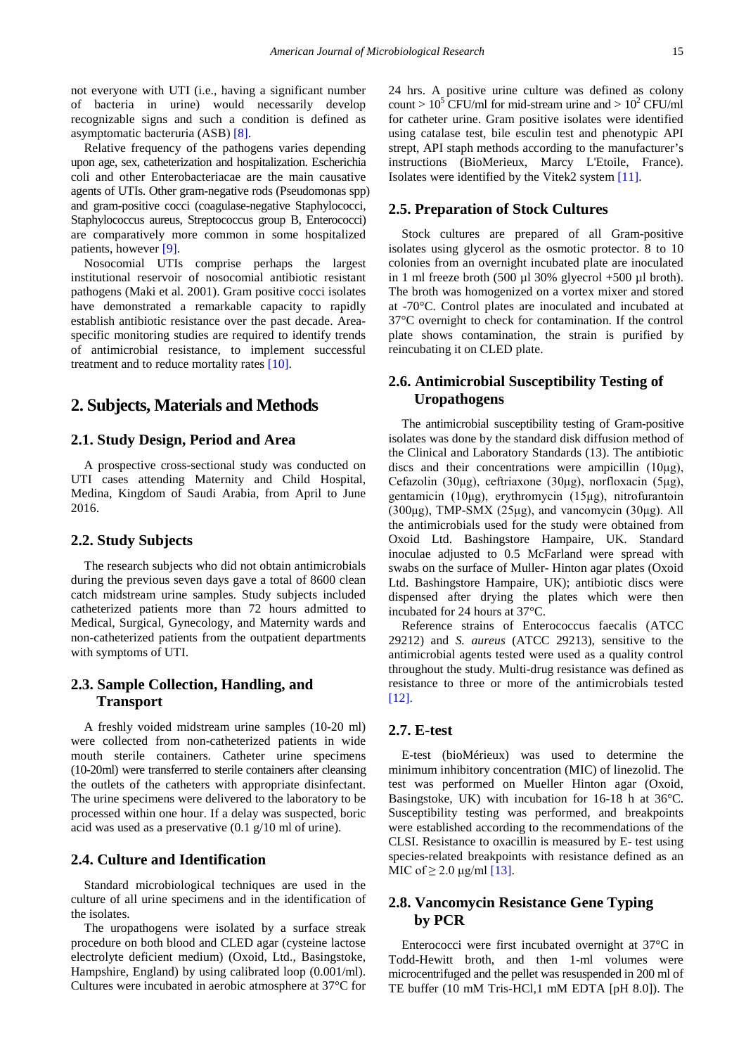not everyone with UTI (i.e., having a significant number of bacteria in urine) would necessarily develop recognizable signs and such a condition is defined as asymptomatic bacteruria (ASB) [8].

Relative frequency of the pathogens varies depending upon age, sex, catheterization and hospitalization. Escherichia coli and other Enterobacteriacae are the main causative agents of UTIs. Other gram-negative rods (Pseudomonas spp) and gram-positive cocci (coagulase-negative Staphylococci, Staphylococcus aureus, Streptococcus group B, Enterococci) are comparatively more common in some hospitalized patients, however [9].

Nosocomial UTIs comprise perhaps the largest institutional reservoir of nosocomial antibiotic resistant pathogens (Maki et al. 2001). Gram positive cocci isolates have demonstrated a remarkable capacity to rapidly establish antibiotic resistance over the past decade. Area-specific monitoring studies are required to identify trends of antimicrobial resistance, to implement successful treatment and to reduce mortality rates [10].

## 2. Subjects, Materials and Methods

### 2.1. Study Design, Period and Area

A prospective cross-sectional study was conducted on UTI cases attending Maternity and Child Hospital, Medina, Kingdom of Saudi Arabia, from April to June 2016.

### 2.2. Study Subjects

The research subjects who did not obtain antimicrobials during the previous seven days gave a total of 8600 clean catch midstream urine samples. Study subjects included catheterized patients more than 72 hours admitted to Medical, Surgical, Gynecology, and Maternity wards and non-catheterized patients from the outpatient departments with symptoms of UTI.

### 2.3. Sample Collection, Handling, and Transport

A freshly voided midstream urine samples (10-20 ml) were collected from non-catheterized patients in wide mouth sterile containers. Catheter urine specimens (10-20ml) were transferred to sterile containers after cleansing the outlets of the catheters with appropriate disinfectant. The urine specimens were delivered to the laboratory to be processed within one hour. If a delay was suspected, boric acid was used as a preservative (0.1 g/10 ml of urine).

### 2.4. Culture and Identification

Standard microbiological techniques are used in the culture of all urine specimens and in the identification of the isolates.

The uropathogens were isolated by a surface streak procedure on both blood and CLED agar (cysteine lactose electrolyte deficient medium) (Oxoid, Ltd., Basingstoke, Hampshire, England) by using calibrated loop (0.001/ml). Cultures were incubated in aerobic atmosphere at 37°C for 24 hrs. A positive urine culture was defined as colony count > $10^5$ CFU/ml for mid-stream urine and > $10^2$ CFU/ml for catheter urine. Gram positive isolates were identified using catalase test, bile esculin test and phenotypic API strept, API staph methods according to the manufacturer's instructions (BioMerieux, Marcy L'Etoile, France). Isolates were identified by the Vitek2 system [11].

### 2.5. Preparation of Stock Cultures

Stock cultures are prepared of all Gram-positive isolates using glycerol as the osmotic protector. 8 to 10 colonies from an overnight incubated plate are inoculated in 1 ml freeze broth (500 µl 30% glyecrol +500 µl broth). The broth was homogenized on a vortex mixer and stored at -70°C. Control plates are inoculated and incubated at 37°C overnight to check for contamination. If the control plate shows contamination, the strain is purified by reincubating it on CLED plate.

### 2.6. Antimicrobial Susceptibility Testing of Uropathogens

The antimicrobial susceptibility testing of Gram-positive isolates was done by the standard disk diffusion method of the Clinical and Laboratory Standards (13). The antibiotic discs and their concentrations were ampicillin (10µg), Cefazolin (30µg), ceftriaxone (30µg), norfloxacin (5µg), gentamicin (10µg), erythromycin (15µg), nitrofurantoin (300µg), TMP-SMX (25µg), and vancomycin (30µg). All the antimicrobials used for the study were obtained from Oxoid Ltd. Bashingstore Hampaire, UK. Standard inoculae adjusted to 0.5 McFarland were spread with swabs on the surface of Muller- Hinton agar plates (Oxoid Ltd. Bashingstore Hampaire, UK); antibiotic discs were dispensed after drying the plates which were then incubated for 24 hours at 37°C.

Reference strains of Enterococcus faecalis (ATCC 29212) and *S. aureus* (ATCC 29213), sensitive to the antimicrobial agents tested were used as a quality control throughout the study. Multi-drug resistance was defined as resistance to three or more of the antimicrobials tested [12].

### 2.7. E-test

E-test (bioMérieux) was used to determine the minimum inhibitory concentration (MIC) of linezolid. The test was performed on Mueller Hinton agar (Oxoid, Basingstoke, UK) with incubation for 16-18 h at 36°C. Susceptibility testing was performed, and breakpoints were established according to the recommendations of the CLSI. Resistance to oxacillin is measured by E- test using species-related breakpoints with resistance defined as an MIC of ≥ 2.0 µg/ml [13].

### 2.8. Vancomycin Resistance Gene Typing by PCR

Enterococci were first incubated overnight at 37°C in Todd-Hewitt broth, and then 1-ml volumes were microcentrifuged and the pellet was resuspended in 200 ml of TE buffer (10 mM Tris-HCl,1 mM EDTA [pH 8.0]). The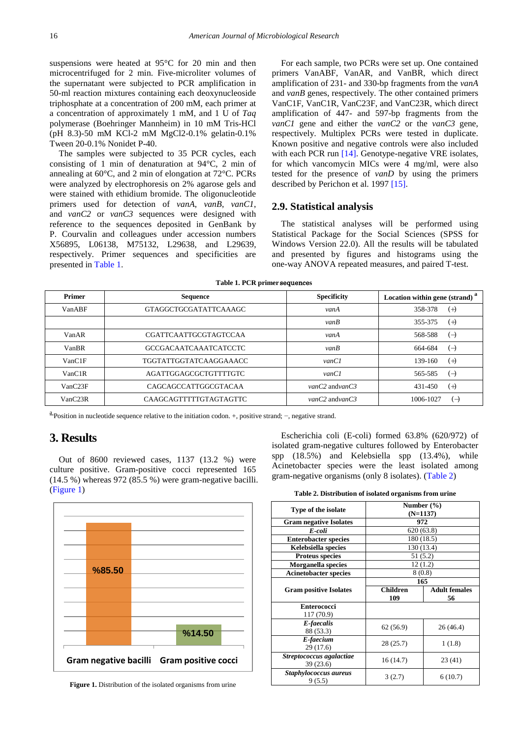suspensions were heated at 95°C for 20 min and then microcentrifuged for 2 min. Five-microliter volumes of the supernatant were subjected to PCR amplification in 50-ml reaction mixtures containing each deoxynucleoside triphosphate at a concentration of 200 mM, each primer at a concentration of approximately 1 mM, and 1 U of *Taq* polymerase (Boehringer Mannheim) in 10 mM Tris-HCl (pH 8.3)-50 mM KCl-2 mM MgCl2-0.1% gelatin-0.1% Tween 20-0.1% Nonidet P-40.

The samples were subjected to 35 PCR cycles, each consisting of 1 min of denaturation at 94°C, 2 min of annealing at 60°C, and 2 min of elongation at 72°C. PCRs were analyzed by electrophoresis on 2% agarose gels and were stained with ethidium bromide. The oligonucleotide primers used for detection of *vanA*, *vanB*, *vanC1*, and *vanC2* or *vanC3* sequences were designed with reference to the sequences deposited in GenBank by P. Courvalin and colleagues under accession numbers X56895, L06138, M75132, L29638, and L29639, respectively. Primer sequences and specificities are presented in Table 1.

For each sample, two PCRs were set up. One contained primers VanABF, VanAR, and VanBR, which direct amplification of 231- and 330-bp fragments from the *vanA* and *vanB* genes, respectively. The other contained primers VanC1F, VanC1R, VanC23F, and VanC23R, which direct amplification of 447- and 597-bp fragments from the *vanC1* gene and either the *vanC2* or the *vanC3* gene, respectively. Multiplex PCRs were tested in duplicate. Known positive and negative controls were also included with each PCR run [14]. Genotype-negative VRE isolates, for which vancomycin MICs were 4 mg/ml, were also tested for the presence of *vanD* by using the primers described by Perichon et al. 1997 [15].

## 2.9. Statistical analysis

The statistical analyses will be performed using Statistical Package for the Social Sciences (SPSS for Windows Version 22.0). All the results will be tabulated and presented by figures and histograms using the one-way ANOVA repeated measures, and paired T-test.

**Table 1. PCR primer sequences**

| Primer | Sequence | Specificity | Location within gene (strand) [a] |
|---|---|---|---|
| VanABF | GTAGGCTGCGATATTCAAAGC | *vanA* | 358-378 (+) |
| | | *vanB* | 355-375 (+) |
| VanAR | CGATTCAATTGCGTAGTCCAA | *vanA* | 568-588 (−) |
| VanBR | GCCGACAATCAAATCATCCTC | *vanB* | 664-684 (−) |
| VanC1F | TGGTATTGGTATCAAGGAAACC | *vanC1* | 139-160 (+) |
| VanC1R | AGATTGGAGCGCTGTTTTGTC | *vanC1* | 565-585 (−) |
| VanC23F | CAGCAGCCATTGGCGTACAA | *vanC2* and*vanC3* | 431-450 (+) |
| VanC23R | CAAGCAGTTTTTGTAGTAGTTC | *vanC2* and*vanC3* | 1006-1027 (−) |

[a] Position in nucleotide sequence relative to the initiation codon. +, positive strand; −, negative strand.

# 3. Results

Out of 8600 reviewed cases, 1137 (13.2 %) were culture positive. Gram-positive cocci represented 165 (14.5 %) whereas 972 (85.5 %) were gram-negative bacilli. (Figure 1)

| | Gram negative bacilli | Gram positive cocci |
|---|---|---|
| | %85.50 | %14.50 |

**Figure 1.** Distribution of the isolated organisms from urine

Escherichia coli (E-coli) formed 63.8% (620/972) of isolated gram-negative cultures followed by Enterobacter spp (18.5%) and Kelebsiella spp (13.4%), while Acinetobacter species were the least isolated among gram-negative organisms (only 8 isolates). (Table 2)

**Table 2. Distribution of isolated organisms from urine**

| Type of the isolate | Number (%) (N=1137) | |
|---|---|---|
| **Gram negative Isolates** | 972 | |
| ***E-coli*** | 620 (63.8) | |
| **Enterobacter species** | 180 (18.5) | |
| **Kelebsiella species** | 130 (13.4) | |
| **Proteus species** | 51 (5.2) | |
| **Morganella species** | 12 (1.2) | |
| **Acinetobacter species** | 8 (0.8) | |
| **Gram positive Isolates** | 165 | |
| | **Children 109** | **Adult females 56** |
| **Enterococci** 117 (70.9) | | |
| ***E-faecalis*** 88 (53.3) | 62 (56.9) | 26 (46.4) |
| ***E-faecium*** 29 (17.6) | 28 (25.7) | 1 (1.8) |
| ***Streptococcus agalactiae*** 39 (23.6) | 16 (14.7) | 23 (41) |
| ***Staphylococcus aureus*** 9 (5.5) | 3 (2.7) | 6 (10.7) |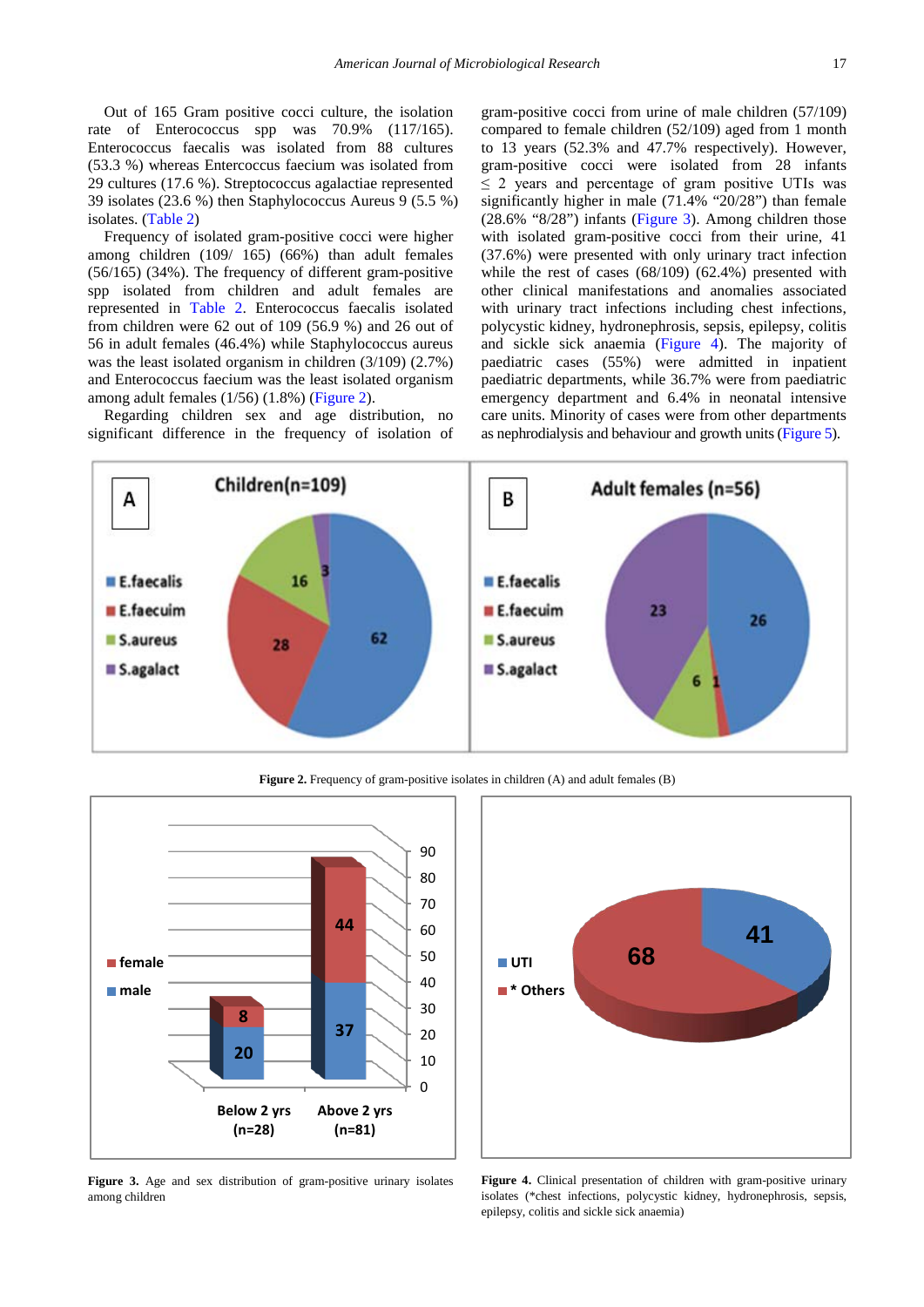Out of 165 Gram positive cocci culture, the isolation rate of Enterococcus spp was 70.9% (117/165). Enterococcus faecalis was isolated from 88 cultures (53.3 %) whereas Entercoccus faecium was isolated from 29 cultures (17.6 %). Streptococcus agalactiae represented 39 isolates (23.6 %) then Staphylococcus Aureus 9 (5.5 %) isolates. (Table 2)

Frequency of isolated gram-positive cocci were higher among children (109/ 165) (66%) than adult females (56/165) (34%). The frequency of different gram-positive spp isolated from children and adult females are represented in Table 2. Enterococcus faecalis isolated from children were 62 out of 109 (56.9 %) and 26 out of 56 in adult females (46.4%) while Staphylococcus aureus was the least isolated organism in children (3/109) (2.7%) and Enterococcus faecium was the least isolated organism among adult females (1/56) (1.8%) (Figure 2).

Regarding children sex and age distribution, no significant difference in the frequency of isolation of gram-positive cocci from urine of male children (57/109) compared to female children (52/109) aged from 1 month to 13 years (52.3% and 47.7% respectively). However, gram-positive cocci were isolated from 28 infants ≤ 2 years and percentage of gram positive UTIs was significantly higher in male (71.4% "20/28") than female (28.6% "8/28") infants (Figure 3). Among children those with isolated gram-positive cocci from their urine, 41 (37.6%) were presented with only urinary tract infection while the rest of cases (68/109) (62.4%) presented with other clinical manifestations and anomalies associated with urinary tract infections including chest infections, polycystic kidney, hydronephrosis, sepsis, epilepsy, colitis and sickle sick anaemia (Figure 4). The majority of paediatric cases (55%) were admitted in inpatient paediatric departments, while 36.7% were from paediatric emergency department and 6.4% in neonatal intensive care units. Minority of cases were from other departments as nephrodialysis and behaviour and growth units (Figure 5).

**Figure 2.** Frequency of gram-positive isolates in children (A) and adult females (B)

**Figure 3.** Age and sex distribution of gram-positive urinary isolates among children

**Figure 4.** Clinical presentation of children with gram-positive urinary isolates (*chest infections, polycystic kidney, hydronephrosis, sepsis, epilepsy, colitis and sickle sick anaemia)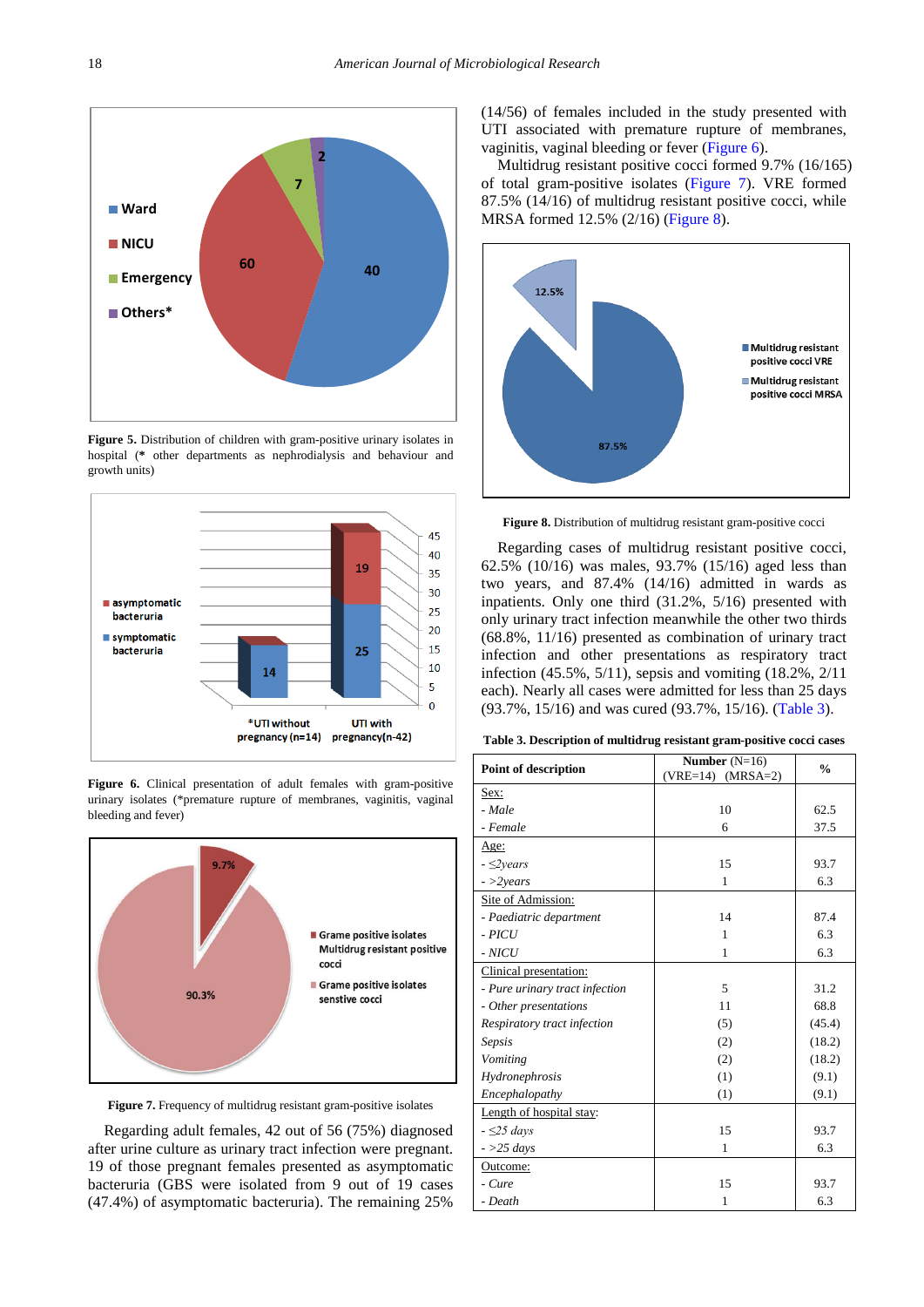**Figure 5.** Distribution of children with gram-positive urinary isolates in hospital (* other departments as nephrodialysis and behaviour and growth units)

**Figure 6.** Clinical presentation of adult females with gram-positive urinary isolates (*premature rupture of membranes, vaginitis, vaginal bleeding and fever)

**Figure 7.** Frequency of multidrug resistant gram-positive isolates

Regarding adult females, 42 out of 56 (75%) diagnosed after urine culture as urinary tract infection were pregnant. 19 of those pregnant females presented as asymptomatic bacteruria (GBS were isolated from 9 out of 19 cases (47.4%) of asymptomatic bacteruria). The remaining 25% (14/56) of females included in the study presented with UTI associated with premature rupture of membranes, vaginitis, vaginal bleeding or fever (Figure 6).

Multidrug resistant positive cocci formed 9.7% (16/165) of total gram-positive isolates (Figure 7). VRE formed 87.5% (14/16) of multidrug resistant positive cocci, while MRSA formed 12.5% (2/16) (Figure 8).

**Figure 8.** Distribution of multidrug resistant gram-positive cocci

Regarding cases of multidrug resistant positive cocci, 62.5% (10/16) was males, 93.7% (15/16) aged less than two years, and 87.4% (14/16) admitted in wards as inpatients. Only one third (31.2%, 5/16) presented with only urinary tract infection meanwhile the other two thirds (68.8%, 11/16) presented as combination of urinary tract infection and other presentations as respiratory tract infection (45.5%, 5/11), sepsis and vomiting (18.2%, 2/11 each). Nearly all cases were admitted for less than 25 days (93.7%, 15/16) and was cured (93.7%, 15/16). (Table 3).

**Table 3. Description of multidrug resistant gram-positive cocci cases**

| Point of description | Number (N=16) (VRE=14) (MRSA=2) | % |
|---|---|---|
| Sex: | | |
| *- Male* | 10 | 62.5 |
| *- Female* | 6 | 37.5 |
| Age: | | |
| *- ≤2years* | 15 | 93.7 |
| *- >2years* | 1 | 6.3 |
| Site of Admission: | | |
| *- Paediatric department* | 14 | 87.4 |
| *- PICU* | 1 | 6.3 |
| *- NICU* | 1 | 6.3 |
| Clinical presentation: | | |
| *- Pure urinary tract infection* | 5 | 31.2 |
| *- Other presentations* | 11 | 68.8 |
| *Respiratory tract infection* | (5) | (45.4) |
| *Sepsis* | (2) | (18.2) |
| *Vomiting* | (2) | (18.2) |
| *Hydronephrosis* | (1) | (9.1) |
| *Encephalopathy* | (1) | (9.1) |
| Length of hospital stay: | | |
| *- ≤25 days* | 15 | 93.7 |
| *- >25 days* | 1 | 6.3 |
| Outcome: | | |
| *- Cure* | 15 | 93.7 |
| *- Death* | 1 | 6.3 |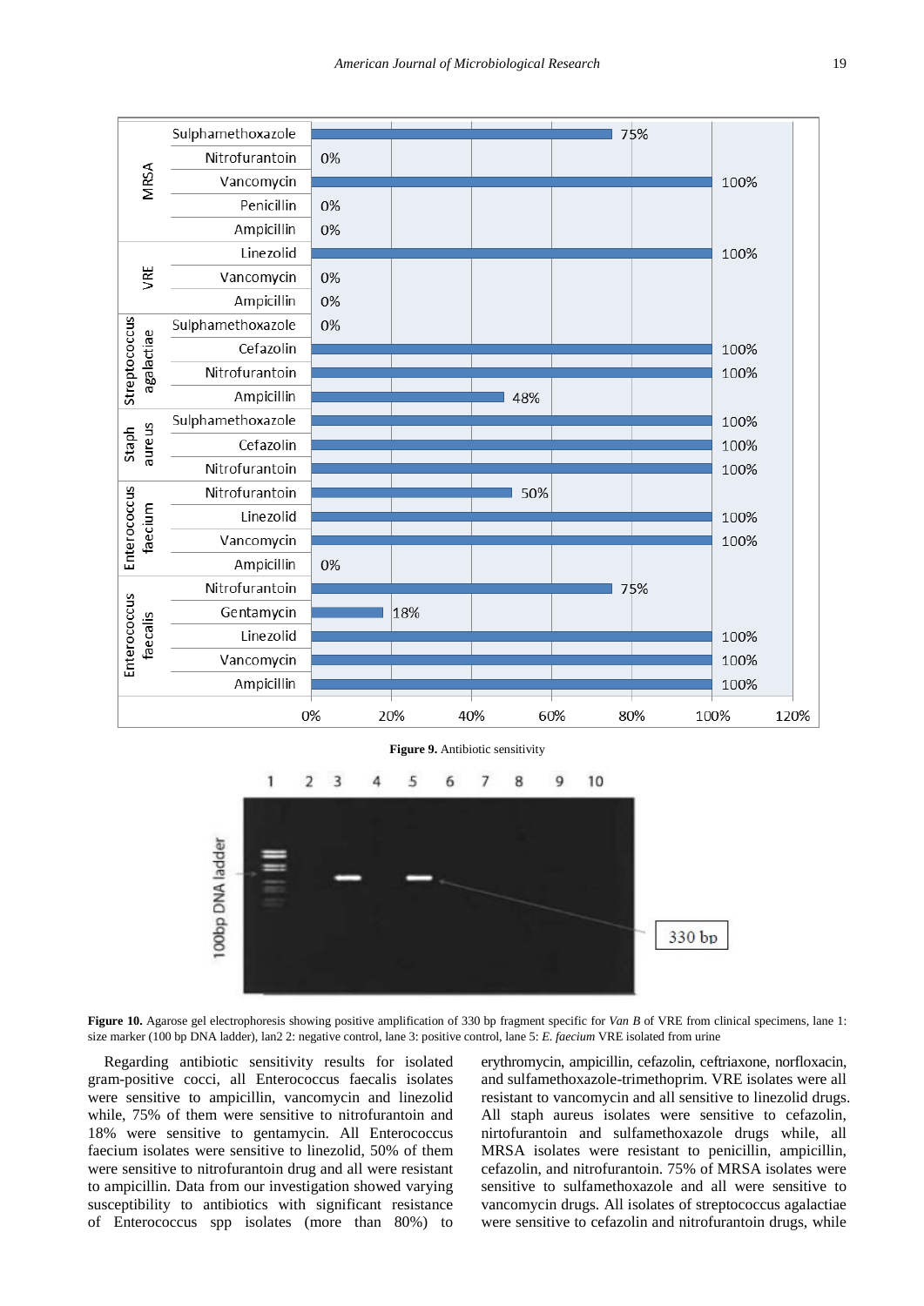**Figure 9.** Antibiotic sensitivity

**Figure 10.** Agarose gel electrophoresis showing positive amplification of 330 bp fragment specific for *Van B* of VRE from clinical specimens, lane 1: size marker (100 bp DNA ladder), lan2 2: negative control, lane 3: positive control, lane 5: *E. faecium* VRE isolated from urine

Regarding antibiotic sensitivity results for isolated gram-positive cocci, all Enterococcus faecalis isolates were sensitive to ampicillin, vancomycin and linezolid while, 75% of them were sensitive to nitrofurantoin and 18% were sensitive to gentamycin. All Enterococcus faecium isolates were sensitive to linezolid, 50% of them were sensitive to nitrofurantoin drug and all were resistant to ampicillin. Data from our investigation showed varying susceptibility to antibiotics with significant resistance of Enterococcus spp isolates (more than 80%) to erythromycin, ampicillin, cefazolin, ceftriaxone, norfloxacin, and sulfamethoxazole-trimethoprim. VRE isolates were all resistant to vancomycin and all sensitive to linezolid drugs. All staph aureus isolates were sensitive to cefazolin, nirtofurantoin and sulfamethoxazole drugs while, all MRSA isolates were resistant to penicillin, ampicillin, cefazolin, and nitrofurantoin. 75% of MRSA isolates were sensitive to sulfamethoxazole and all were sensitive to vancomycin drugs. All isolates of streptococcus agalactiae were sensitive to cefazolin and nitrofurantoin drugs, while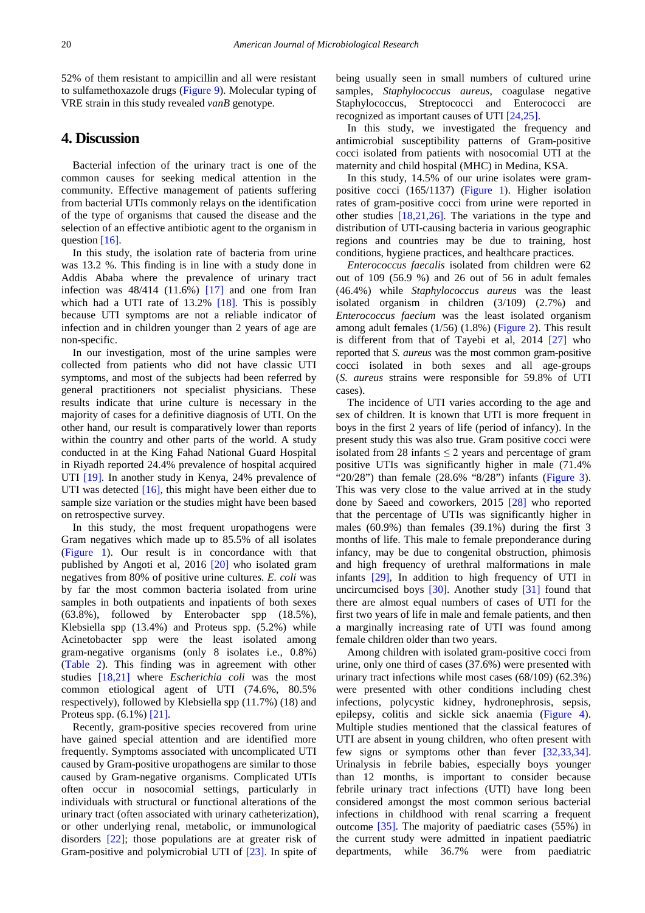52% of them resistant to ampicillin and all were resistant to sulfamethoxazole drugs (Figure 9). Molecular typing of VRE strain in this study revealed *vanB* genotype.

## 4. Discussion

Bacterial infection of the urinary tract is one of the common causes for seeking medical attention in the community. Effective management of patients suffering from bacterial UTIs commonly relays on the identification of the type of organisms that caused the disease and the selection of an effective antibiotic agent to the organism in question [16].

In this study, the isolation rate of bacteria from urine was 13.2 %. This finding is in line with a study done in Addis Ababa where the prevalence of urinary tract infection was 48/414 (11.6%) [17] and one from Iran which had a UTI rate of 13.2% [18]. This is possibly because UTI symptoms are not a reliable indicator of infection and in children younger than 2 years of age are non-specific.

In our investigation, most of the urine samples were collected from patients who did not have classic UTI symptoms, and most of the subjects had been referred by general practitioners not specialist physicians. These results indicate that urine culture is necessary in the majority of cases for a definitive diagnosis of UTI. On the other hand, our result is comparatively lower than reports within the country and other parts of the world. A study conducted in at the King Fahad National Guard Hospital in Riyadh reported 24.4% prevalence of hospital acquired UTI [19]. In another study in Kenya, 24% prevalence of UTI was detected [16], this might have been either due to sample size variation or the studies might have been based on retrospective survey.

In this study, the most frequent uropathogens were Gram negatives which made up to 85.5% of all isolates (Figure 1). Our result is in concordance with that published by Angoti et al, 2016 [20] who isolated gram negatives from 80% of positive urine cultures*. E. coli* was by far the most common bacteria isolated from urine samples in both outpatients and inpatients of both sexes (63.8%), followed by Enterobacter spp (18.5%), Klebsiella spp (13.4%) and Proteus spp. (5.2%) while Acinetobacter spp were the least isolated among gram-negative organisms (only 8 isolates i.e., 0.8%) (Table 2). This finding was in agreement with other studies [18,21] where *Escherichia coli* was the most common etiological agent of UTI (74.6%, 80.5% respectively), followed by Klebsiella spp (11.7%) (18) and Proteus spp. (6.1%) [21].

Recently, gram-positive species recovered from urine have gained special attention and are identified more frequently. Symptoms associated with uncomplicated UTI caused by Gram-positive uropathogens are similar to those caused by Gram-negative organisms. Complicated UTIs often occur in nosocomial settings, particularly in individuals with structural or functional alterations of the urinary tract (often associated with urinary catheterization), or other underlying renal, metabolic, or immunological disorders [22]; those populations are at greater risk of Gram-positive and polymicrobial UTI of [23]. In spite of being usually seen in small numbers of cultured urine samples, *Staphylococcus aureus*, coagulase negative Staphylococcus, Streptococci and Enterococci are recognized as important causes of UTI [24,25].

In this study, we investigated the frequency and antimicrobial susceptibility patterns of Gram-positive cocci isolated from patients with nosocomial UTI at the maternity and child hospital (MHC) in Medina, KSA.

In this study, 14.5% of our urine isolates were gram-positive cocci (165/1137) (Figure 1). Higher isolation rates of gram-positive cocci from urine were reported in other studies [18,21,26]. The variations in the type and distribution of UTI-causing bacteria in various geographic regions and countries may be due to training, host conditions, hygiene practices, and healthcare practices.

*Enterococcus faecalis* isolated from children were 62 out of 109 (56.9 %) and 26 out of 56 in adult females (46.4%) while *Staphylococcus aureus* was the least isolated organism in children (3/109) (2.7%) and *Enterococcus faecium* was the least isolated organism among adult females (1/56) (1.8%) (Figure 2). This result is different from that of Tayebi et al, 2014 [27] who reported that *S. aureus* was the most common gram-positive cocci isolated in both sexes and all age-groups (*S. aureus* strains were responsible for 59.8% of UTI cases).

The incidence of UTI varies according to the age and sex of children. It is known that UTI is more frequent in boys in the first 2 years of life (period of infancy). In the present study this was also true. Gram positive cocci were isolated from 28 infants ≤ 2 years and percentage of gram positive UTIs was significantly higher in male (71.4% "20/28") than female (28.6% "8/28") infants (Figure 3). This was very close to the value arrived at in the study done by Saeed and coworkers, 2015 [28] who reported that the percentage of UTIs was significantly higher in males (60.9%) than females (39.1%) during the first 3 months of life. This male to female preponderance during infancy, may be due to congenital obstruction, phimosis and high frequency of urethral malformations in male infants [29], In addition to high frequency of UTI in uncircumcised boys [30]. Another study [31] found that there are almost equal numbers of cases of UTI for the first two years of life in male and female patients, and then a marginally increasing rate of UTI was found among female children older than two years.

Among children with isolated gram-positive cocci from urine, only one third of cases (37.6%) were presented with urinary tract infections while most cases (68/109) (62.3%) were presented with other conditions including chest infections, polycystic kidney, hydronephrosis, sepsis, epilepsy, colitis and sickle sick anaemia (Figure 4). Multiple studies mentioned that the classical features of UTI are absent in young children, who often present with few signs or symptoms other than fever [32,33,34]. Urinalysis in febrile babies, especially boys younger than 12 months, is important to consider because febrile urinary tract infections (UTI) have long been considered amongst the most common serious bacterial infections in childhood with renal scarring a frequent outcome [35]. The majority of paediatric cases (55%) in the current study were admitted in inpatient paediatric departments, while 36.7% were from paediatric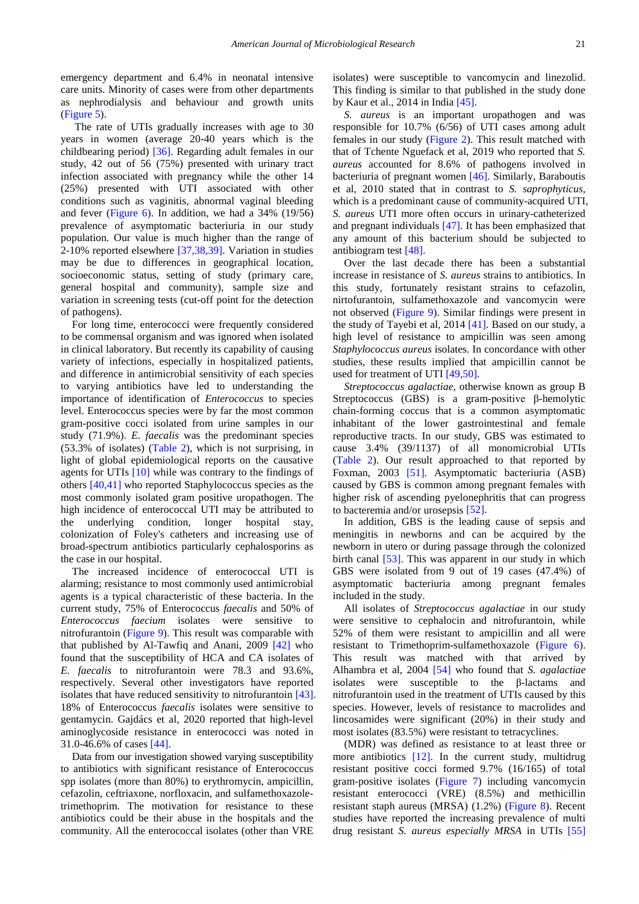emergency department and 6.4% in neonatal intensive care units. Minority of cases were from other departments as nephrodialysis and behaviour and growth units (Figure 5).

The rate of UTIs gradually increases with age to 30 years in women (average 20-40 years which is the childbearing period) [36]. Regarding adult females in our study, 42 out of 56 (75%) presented with urinary tract infection associated with pregnancy while the other 14 (25%) presented with UTI associated with other conditions such as vaginitis, abnormal vaginal bleeding and fever (Figure 6). In addition, we had a 34% (19/56) prevalence of asymptomatic bacteriuria in our study population. Our value is much higher than the range of 2-10% reported elsewhere [37,38,39]. Variation in studies may be due to differences in geographical location, socioeconomic status, setting of study (primary care, general hospital and community), sample size and variation in screening tests (cut-off point for the detection of pathogens).

For long time, enterococci were frequently considered to be commensal organism and was ignored when isolated in clinical laboratory. But recently its capability of causing variety of infections, especially in hospitalized patients, and difference in antimicrobial sensitivity of each species to varying antibiotics have led to understanding the importance of identification of *Enterococcus* to species level. Enterococcus species were by far the most common gram-positive cocci isolated from urine samples in our study (71.9%). *E. faecalis* was the predominant species (53.3% of isolates) (Table 2), which is not surprising, in light of global epidemiological reports on the causative agents for UTIs [10] while was contrary to the findings of others [40,41] who reported Staphylococcus species as the most commonly isolated gram positive uropathogen. The high incidence of enterococcal UTI may be attributed to the underlying condition, longer hospital stay, colonization of Foley's catheters and increasing use of broad-spectrum antibiotics particularly cephalosporins as the case in our hospital.

The increased incidence of enterococcal UTI is alarming; resistance to most commonly used antimicrobial agents is a typical characteristic of these bacteria. In the current study, 75% of Enterococcus *faecalis* and 50% of *Enterococcus faecium* isolates were sensitive to nitrofurantoin (Figure 9). This result was comparable with that published by Al-Tawfiq and Anani, 2009 [42] who found that the susceptibility of HCA and CA isolates of *E. faecalis* to nitrofurantoin were 78.3 and 93.6%, respectively. Several other investigators have reported isolates that have reduced sensitivity to nitrofurantoin [43]. 18% of Enterococcus *faecalis* isolates were sensitive to gentamycin. Gajdács et al, 2020 reported that high-level aminoglycoside resistance in enterococci was noted in 31.0-46.6% of cases [44].

Data from our investigation showed varying susceptibility to antibiotics with significant resistance of Enterococcus spp isolates (more than 80%) to erythromycin, ampicillin, cefazolin, ceftriaxone, norfloxacin, and sulfamethoxazole-trimethoprim. The motivation for resistance to these antibiotics could be their abuse in the hospitals and the community. All the enterococcal isolates (other than VRE isolates) were susceptible to vancomycin and linezolid. This finding is similar to that published in the study done by Kaur et al., 2014 in India [45].

*S. aureus* is an important uropathogen and was responsible for 10.7% (6/56) of UTI cases among adult females in our study (Figure 2). This result matched with that of Tchente Nguefack et al, 2019 who reported that *S. aureus* accounted for 8.6% of pathogens involved in bacteriuria of pregnant women [46]. Similarly, Baraboutis et al, 2010 stated that in contrast to *S. saprophyticus*, which is a predominant cause of community-acquired UTI, *S. aureus* UTI more often occurs in urinary-catheterized and pregnant individuals [47]. It has been emphasized that any amount of this bacterium should be subjected to antibiogram test [48].

Over the last decade there has been a substantial increase in resistance of *S. aureus* strains to antibiotics. In this study, fortunately resistant strains to cefazolin, nirtofurantoin, sulfamethoxazole and vancomycin were not observed (Figure 9). Similar findings were present in the study of Tayebi et al, 2014 [41]. Based on our study, a high level of resistance to ampicillin was seen among *Staphylococcus aureus* isolates. In concordance with other studies, these results implied that ampicillin cannot be used for treatment of UTI [49,50].

*Streptococcus agalactiae*, otherwise known as group B Streptococcus (GBS) is a gram-positive β-hemolytic chain-forming coccus that is a common asymptomatic inhabitant of the lower gastrointestinal and female reproductive tracts. In our study, GBS was estimated to cause 3.4% (39/1137) of all monomicrobial UTIs (Table 2). Our result approached to that reported by Foxman, 2003 [51]. Asymptomatic bacteriuria (ASB) caused by GBS is common among pregnant females with higher risk of ascending pyelonephritis that can progress to bacteremia and/or urosepsis [52].

In addition, GBS is the leading cause of sepsis and meningitis in newborns and can be acquired by the newborn in utero or during passage through the colonized birth canal [53]. This was apparent in our study in which GBS were isolated from 9 out of 19 cases (47.4%) of asymptomatic bacteriuria among pregnant females included in the study.

All isolates of *Streptococcus agalactiae* in our study were sensitive to cephalocin and nitrofurantoin, while 52% of them were resistant to ampicillin and all were resistant to Trimethoprim-sulfamethoxazole (Figure 6). This result was matched with that arrived by Alhambra et al, 2004 [54] who found that *S. agalactiae* isolates were susceptible to the β-lactams and nitrofurantoin used in the treatment of UTIs caused by this species. However, levels of resistance to macrolides and lincosamides were significant (20%) in their study and most isolates (83.5%) were resistant to tetracyclines.

(MDR) was defined as resistance to at least three or more antibiotics [12]. In the current study, multidrug resistant positive cocci formed 9.7% (16/165) of total gram-positive isolates (Figure 7) including vancomycin resistant enterococci (VRE) (8.5%) and methicillin resistant staph aureus (MRSA) (1.2%) (Figure 8). Recent studies have reported the increasing prevalence of multi drug resistant *S. aureus especially MRSA* in UTIs [55]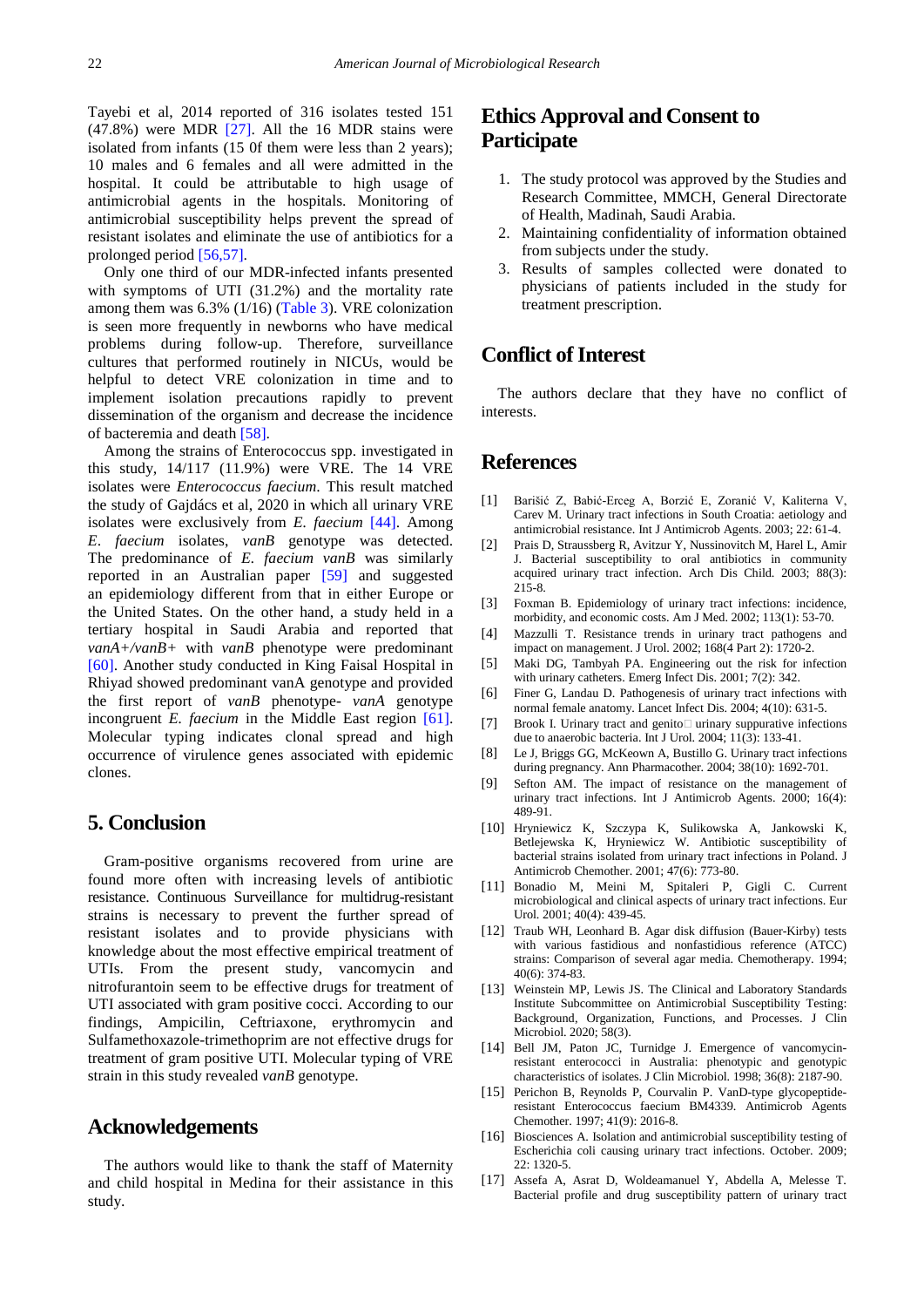Tayebi et al, 2014 reported of 316 isolates tested 151 (47.8%) were MDR [27]. All the 16 MDR stains were isolated from infants (15 0f them were less than 2 years); 10 males and 6 females and all were admitted in the hospital. It could be attributable to high usage of antimicrobial agents in the hospitals. Monitoring of antimicrobial susceptibility helps prevent the spread of resistant isolates and eliminate the use of antibiotics for a prolonged period [56,57].

Only one third of our MDR-infected infants presented with symptoms of UTI (31.2%) and the mortality rate among them was 6.3% (1/16) (Table 3). VRE colonization is seen more frequently in newborns who have medical problems during follow-up. Therefore, surveillance cultures that performed routinely in NICUs, would be helpful to detect VRE colonization in time and to implement isolation precautions rapidly to prevent dissemination of the organism and decrease the incidence of bacteremia and death [58].

Among the strains of Enterococcus spp. investigated in this study, 14/117 (11.9%) were VRE. The 14 VRE isolates were *Enterococcus faecium*. This result matched the study of Gajdács et al, 2020 in which all urinary VRE isolates were exclusively from *E. faecium* [44]. Among *E. faecium* isolates, *vanB* genotype was detected. The predominance of *E. faecium vanB* was similarly reported in an Australian paper [59] and suggested an epidemiology different from that in either Europe or the United States. On the other hand, a study held in a tertiary hospital in Saudi Arabia and reported that *vanA+/vanB+* with *vanB* phenotype were predominant [60]. Another study conducted in King Faisal Hospital in Rhiyad showed predominant vanA genotype and provided the first report of *vanB* phenotype- *vanA* genotype incongruent *E. faecium* in the Middle East region [61]. Molecular typing indicates clonal spread and high occurrence of virulence genes associated with epidemic clones.

## 5. Conclusion

Gram-positive organisms recovered from urine are found more often with increasing levels of antibiotic resistance. Continuous Surveillance for multidrug-resistant strains is necessary to prevent the further spread of resistant isolates and to provide physicians with knowledge about the most effective empirical treatment of UTIs. From the present study, vancomycin and nitrofurantoin seem to be effective drugs for treatment of UTI associated with gram positive cocci. According to our findings, Ampicilin, Ceftriaxone, erythromycin and Sulfamethoxazole-trimethoprim are not effective drugs for treatment of gram positive UTI. Molecular typing of VRE strain in this study revealed *vanB* genotype.

## Acknowledgements

The authors would like to thank the staff of Maternity and child hospital in Medina for their assistance in this study.

## Ethics Approval and Consent to Participate

1. The study protocol was approved by the Studies and Research Committee, MMCH, General Directorate of Health, Madinah, Saudi Arabia.
2. Maintaining confidentiality of information obtained from subjects under the study.
3. Results of samples collected were donated to physicians of patients included in the study for treatment prescription.

## Conflict of Interest

The authors declare that they have no conflict of interests.

## References

[1] Barišić Z, Babić-Erceg A, Borzić E, Zoranić V, Kaliterna V, Carev M. Urinary tract infections in South Croatia: aetiology and antimicrobial resistance. Int J Antimicrob Agents. 2003; 22: 61-4.

[2] Prais D, Straussberg R, Avitzur Y, Nussinovitch M, Harel L, Amir J. Bacterial susceptibility to oral antibiotics in community acquired urinary tract infection. Arch Dis Child. 2003; 88(3): 215-8.

[3] Foxman B. Epidemiology of urinary tract infections: incidence, morbidity, and economic costs. Am J Med. 2002; 113(1): 53-70.

[4] Mazzulli T. Resistance trends in urinary tract pathogens and impact on management. J Urol. 2002; 168(4 Part 2): 1720-2.

[5] Maki DG, Tambyah PA. Engineering out the risk for infection with urinary catheters. Emerg Infect Dis. 2001; 7(2): 342.

[6] Finer G, Landau D. Pathogenesis of urinary tract infections with normal female anatomy. Lancet Infect Dis. 2004; 4(10): 631-5.

[7] Brook I. Urinary tract and genito□ urinary suppurative infections due to anaerobic bacteria. Int J Urol. 2004; 11(3): 133-41.

[8] Le J, Briggs GG, McKeown A, Bustillo G. Urinary tract infections during pregnancy. Ann Pharmacother. 2004; 38(10): 1692-701.

[9] Sefton AM. The impact of resistance on the management of urinary tract infections. Int J Antimicrob Agents. 2000; 16(4): 489-91.

[10] Hryniewicz K, Szczypa K, Sulikowska A, Jankowski K, Betlejewska K, Hryniewicz W. Antibiotic susceptibility of bacterial strains isolated from urinary tract infections in Poland. J Antimicrob Chemother. 2001; 47(6): 773-80.

[11] Bonadio M, Meini M, Spitaleri P, Gigli C. Current microbiological and clinical aspects of urinary tract infections. Eur Urol. 2001; 40(4): 439-45.

[12] Traub WH, Leonhard B. Agar disk diffusion (Bauer-Kirby) tests with various fastidious and nonfastidious reference (ATCC) strains: Comparison of several agar media. Chemotherapy. 1994; 40(6): 374-83.

[13] Weinstein MP, Lewis JS. The Clinical and Laboratory Standards Institute Subcommittee on Antimicrobial Susceptibility Testing: Background, Organization, Functions, and Processes. J Clin Microbiol. 2020; 58(3).

[14] Bell JM, Paton JC, Turnidge J. Emergence of vancomycin-resistant enterococci in Australia: phenotypic and genotypic characteristics of isolates. J Clin Microbiol. 1998; 36(8): 2187-90.

[15] Perichon B, Reynolds P, Courvalin P. VanD-type glycopeptide-resistant Enterococcus faecium BM4339. Antimicrob Agents Chemother. 1997; 41(9): 2016-8.

[16] Biosciences A. Isolation and antimicrobial susceptibility testing of Escherichia coli causing urinary tract infections. October. 2009; 22: 1320-5.

[17] Assefa A, Asrat D, Woldeamanuel Y, Abdella A, Melesse T. Bacterial profile and drug susceptibility pattern of urinary tract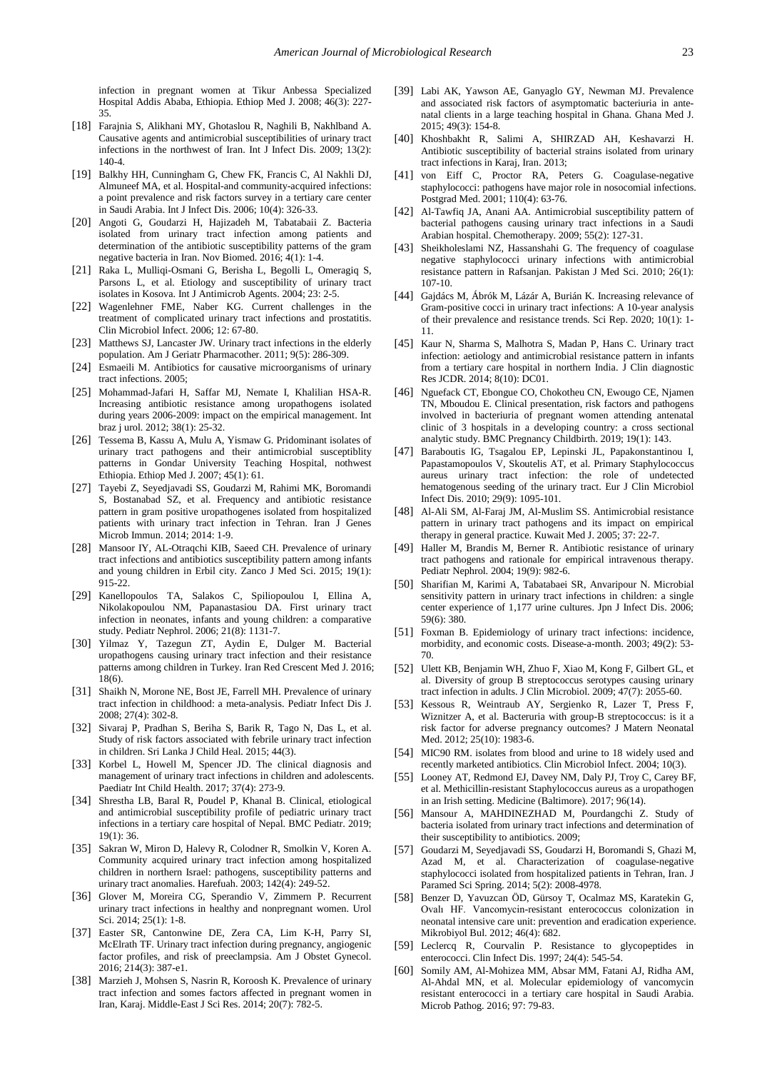infection in pregnant women at Tikur Anbessa Specialized Hospital Addis Ababa, Ethiopia. Ethiop Med J. 2008; 46(3): 227-35.

[18] Farajnia S, Alikhani MY, Ghotaslou R, Naghili B, Nakhlband A. Causative agents and antimicrobial susceptibilities of urinary tract infections in the northwest of Iran. Int J Infect Dis. 2009; 13(2): 140-4.

[19] Balkhy HH, Cunningham G, Chew FK, Francis C, Al Nakhli DJ, Almuneef MA, et al. Hospital-and community-acquired infections: a point prevalence and risk factors survey in a tertiary care center in Saudi Arabia. Int J Infect Dis. 2006; 10(4): 326-33.

[20] Angoti G, Goudarzi H, Hajizadeh M, Tabatabaii Z. Bacteria isolated from urinary tract infection among patients and determination of the antibiotic susceptibility patterns of the gram negative bacteria in Iran. Nov Biomed. 2016; 4(1): 1-4.

[21] Raka L, Mulliqi-Osmani G, Berisha L, Begolli L, Omeragiq S, Parsons L, et al. Etiology and susceptibility of urinary tract isolates in Kosova. Int J Antimicrob Agents. 2004; 23: 2-5.

[22] Wagenlehner FME, Naber KG. Current challenges in the treatment of complicated urinary tract infections and prostatitis. Clin Microbiol Infect. 2006; 12: 67-80.

[23] Matthews SJ, Lancaster JW. Urinary tract infections in the elderly population. Am J Geriatr Pharmacother. 2011; 9(5): 286-309.

[24] Esmaeili M. Antibiotics for causative microorganisms of urinary tract infections. 2005;

[25] Mohammad-Jafari H, Saffar MJ, Nemate I, Khalilian HSA-R. Increasing antibiotic resistance among uropathogens isolated during years 2006-2009: impact on the empirical management. Int braz j urol. 2012; 38(1): 25-32.

[26] Tessema B, Kassu A, Mulu A, Yismaw G. Pridominant isolates of urinary tract pathogens and their antimicrobial susceptiblity patterns in Gondar University Teaching Hospital, nothwest Ethiopia. Ethiop Med J. 2007; 45(1): 61.

[27] Tayebi Z, Seyedjavadi SS, Goudarzi M, Rahimi MK, Boromandi S, Bostanabad SZ, et al. Frequency and antibiotic resistance pattern in gram positive uropathogenes isolated from hospitalized patients with urinary tract infection in Tehran. Iran J Genes Microb Immun. 2014; 2014: 1-9.

[28] Mansoor IY, AL-Otraqchi KIB, Saeed CH. Prevalence of urinary tract infections and antibiotics susceptibility pattern among infants and young children in Erbil city. Zanco J Med Sci. 2015; 19(1): 915-22.

[29] Kanellopoulos TA, Salakos C, Spiliopoulou I, Ellina A, Nikolakopoulou NM, Papanastasiou DA. First urinary tract infection in neonates, infants and young children: a comparative study. Pediatr Nephrol. 2006; 21(8): 1131-7.

[30] Yilmaz Y, Tazegun ZT, Aydin E, Dulger M. Bacterial uropathogens causing urinary tract infection and their resistance patterns among children in Turkey. Iran Red Crescent Med J. 2016; 18(6).

[31] Shaikh N, Morone NE, Bost JE, Farrell MH. Prevalence of urinary tract infection in childhood: a meta-analysis. Pediatr Infect Dis J. 2008; 27(4): 302-8.

[32] Sivaraj P, Pradhan S, Beriha S, Barik R, Tago N, Das L, et al. Study of risk factors associated with febrile urinary tract infection in children. Sri Lanka J Child Heal. 2015; 44(3).

[33] Korbel L, Howell M, Spencer JD. The clinical diagnosis and management of urinary tract infections in children and adolescents. Paediatr Int Child Health. 2017; 37(4): 273-9.

[34] Shrestha LB, Baral R, Poudel P, Khanal B. Clinical, etiological and antimicrobial susceptibility profile of pediatric urinary tract infections in a tertiary care hospital of Nepal. BMC Pediatr. 2019; 19(1): 36.

[35] Sakran W, Miron D, Halevy R, Colodner R, Smolkin V, Koren A. Community acquired urinary tract infection among hospitalized children in northern Israel: pathogens, susceptibility patterns and urinary tract anomalies. Harefuah. 2003; 142(4): 249-52.

[36] Glover M, Moreira CG, Sperandio V, Zimmern P. Recurrent urinary tract infections in healthy and nonpregnant women. Urol Sci. 2014; 25(1): 1-8.

[37] Easter SR, Cantonwine DE, Zera CA, Lim K-H, Parry SI, McElrath TF. Urinary tract infection during pregnancy, angiogenic factor profiles, and risk of preeclampsia. Am J Obstet Gynecol. 2016; 214(3): 387-e1.

[38] Marzieh J, Mohsen S, Nasrin R, Koroosh K. Prevalence of urinary tract infection and somes factors affected in pregnant women in Iran, Karaj. Middle-East J Sci Res. 2014; 20(7): 782-5.

[39] Labi AK, Yawson AE, Ganyaglo GY, Newman MJ. Prevalence and associated risk factors of asymptomatic bacteriuria in antenatal clients in a large teaching hospital in Ghana. Ghana Med J. 2015; 49(3): 154-8.

[40] Khoshbakht R, Salimi A, SHIRZAD AH, Keshavarzi H. Antibiotic susceptibility of bacterial strains isolated from urinary tract infections in Karaj, Iran. 2013;

[41] von Eiff C, Proctor RA, Peters G. Coagulase-negative staphylococci: pathogens have major role in nosocomial infections. Postgrad Med. 2001; 110(4): 63-76.

[42] Al-Tawfiq JA, Anani AA. Antimicrobial susceptibility pattern of bacterial pathogens causing urinary tract infections in a Saudi Arabian hospital. Chemotherapy. 2009; 55(2): 127-31.

[43] Sheikholeslami NZ, Hassanshahi G. The frequency of coagulase negative staphylococci urinary infections with antimicrobial resistance pattern in Rafsanjan. Pakistan J Med Sci. 2010; 26(1): 107-10.

[44] Gajdács M, Ábrók M, Lázár A, Burián K. Increasing relevance of Gram-positive cocci in urinary tract infections: A 10-year analysis of their prevalence and resistance trends. Sci Rep. 2020; 10(1): 1-11.

[45] Kaur N, Sharma S, Malhotra S, Madan P, Hans C. Urinary tract infection: aetiology and antimicrobial resistance pattern in infants from a tertiary care hospital in northern India. J Clin diagnostic Res JCDR. 2014; 8(10): DC01.

[46] Nguefack CT, Ebongue CO, Chokotheu CN, Ewougo CE, Njamen TN, Mboudou E. Clinical presentation, risk factors and pathogens involved in bacteriuria of pregnant women attending antenatal clinic of 3 hospitals in a developing country: a cross sectional analytic study. BMC Pregnancy Childbirth. 2019; 19(1): 143.

[47] Baraboutis IG, Tsagalou EP, Lepinski JL, Papakonstantinou I, Papastamopoulos V, Skoutelis AT, et al. Primary Staphylococcus aureus urinary tract infection: the role of undetected hematogenous seeding of the urinary tract. Eur J Clin Microbiol Infect Dis. 2010; 29(9): 1095-101.

[48] Al-Ali SM, Al-Faraj JM, Al-Muslim SS. Antimicrobial resistance pattern in urinary tract pathogens and its impact on empirical therapy in general practice. Kuwait Med J. 2005; 37: 22-7.

[49] Haller M, Brandis M, Berner R. Antibiotic resistance of urinary tract pathogens and rationale for empirical intravenous therapy. Pediatr Nephrol. 2004; 19(9): 982-6.

[50] Sharifian M, Karimi A, Tabatabaei SR, Anvaripour N. Microbial sensitivity pattern in urinary tract infections in children: a single center experience of 1,177 urine cultures. Jpn J Infect Dis. 2006; 59(6): 380.

[51] Foxman B. Epidemiology of urinary tract infections: incidence, morbidity, and economic costs. Disease-a-month. 2003; 49(2): 53-70.

[52] Ulett KB, Benjamin WH, Zhuo F, Xiao M, Kong F, Gilbert GL, et al. Diversity of group B streptococcus serotypes causing urinary tract infection in adults. J Clin Microbiol. 2009; 47(7): 2055-60.

[53] Kessous R, Weintraub AY, Sergienko R, Lazer T, Press F, Wiznitzer A, et al. Bacteruria with group-B streptococcus: is it a risk factor for adverse pregnancy outcomes? J Matern Neonatal Med. 2012; 25(10): 1983-6.

[54] MIC90 RM. isolates from blood and urine to 18 widely used and recently marketed antibiotics. Clin Microbiol Infect. 2004; 10(3).

[55] Looney AT, Redmond EJ, Davey NM, Daly PJ, Troy C, Carey BF, et al. Methicillin-resistant Staphylococcus aureus as a uropathogen in an Irish setting. Medicine (Baltimore). 2017; 96(14).

[56] Mansour A, MAHDINEZHAD M, Pourdangchi Z. Study of bacteria isolated from urinary tract infections and determination of their susceptibility to antibiotics. 2009;

[57] Goudarzi M, Seyedjavadi SS, Goudarzi H, Boromandi S, Ghazi M, Azad M, et al. Characterization of coagulase-negative staphylococci isolated from hospitalized patients in Tehran, Iran. J Paramed Sci Spring. 2014; 5(2): 2008-4978.

[58] Benzer D, Yavuzcan ÖD, Gürsoy T, Ocalmaz MS, Karatekin G, Ovalı HF. Vancomycin-resistant enterococcus colonization in neonatal intensive care unit: prevention and eradication experience. Mikrobiyol Bul. 2012; 46(4): 682.

[59] Leclercq R, Courvalin P. Resistance to glycopeptides in enterococci. Clin Infect Dis. 1997; 24(4): 545-54.

[60] Somily AM, Al-Mohizea MM, Absar MM, Fatani AJ, Ridha AM, Al-Ahdal MN, et al. Molecular epidemiology of vancomycin resistant enterococci in a tertiary care hospital in Saudi Arabia. Microb Pathog. 2016; 97: 79-83.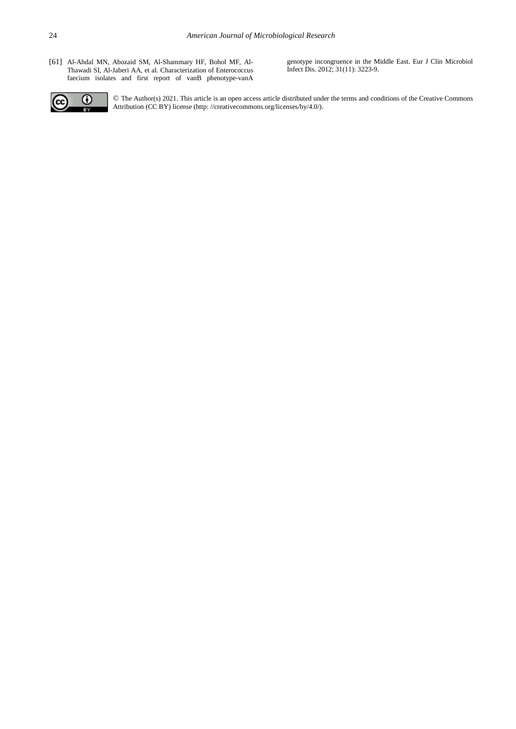[61] Al-Ahdal MN, Abozaid SM, Al-Shammary HF, Bohol MF, Al-Thawadi SI, Al-Jaberi AA, et al. Characterization of Enterococcus faecium isolates and first report of vanB phenotype-vanA genotype incongruence in the Middle East. Eur J Clin Microbiol Infect Dis. 2012; 31(11): 3223-9.

© The Author(s) 2021. This article is an open access article distributed under the terms and conditions of the Creative Commons Attribution (CC BY) license (http: //creativecommons.org/licenses/by/4.0/).